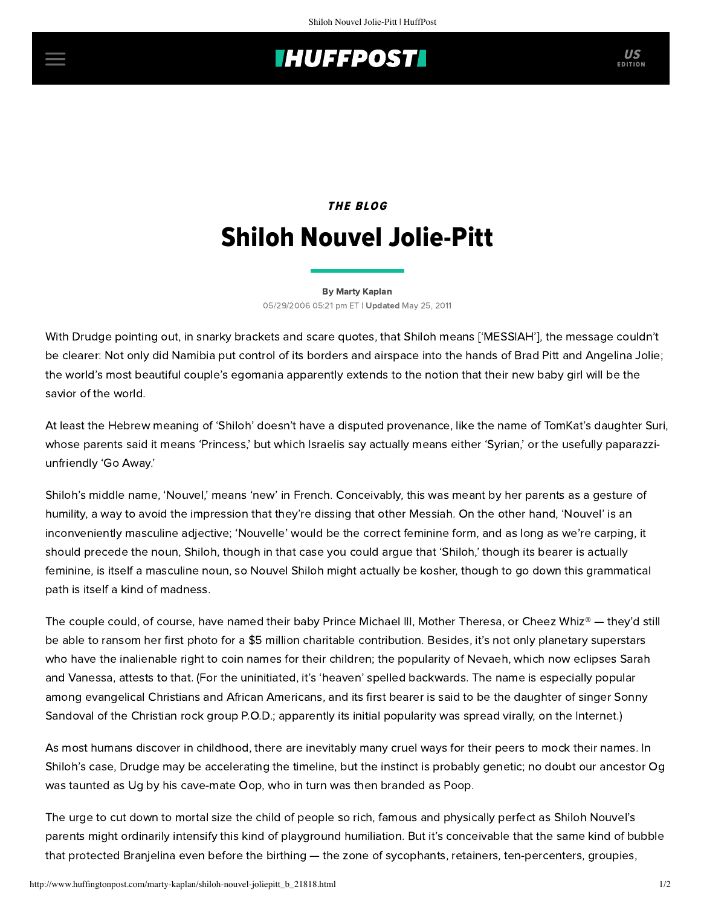*THE BLOG*

# Shiloh Nouvel Jolie-Pitt

By Marty Kaplan

05/29/2006 05:21 pm ET | **Updated** May 25, 2011

With Drudge pointing out, in snarky brackets and scare quotes, that Shiloh means [‘MESSIAH’], the message couldn’t be clearer: Not only did Namibia put control of its borders and airspace into the hands of Brad Pitt and Angelina Jolie; the world’s most beautiful couple’s egomania apparently extends to the notion that their new baby girl will be the savior of the world.

At least the Hebrew meaning of ‘Shiloh’ doesn’t have a disputed provenance, like the name of TomKat’s daughter Suri, whose parents said it means ‘Princess,’ but which Israelis say actually means either ‘Syrian,’ or the usefully paparazzi-unfriendly ‘Go Away.’

Shiloh’s middle name, ‘Nouvel,’ means ‘new’ in French. Conceivably, this was meant by her parents as a gesture of humility, a way to avoid the impression that they’re dissing that other Messiah. On the other hand, ‘Nouvel’ is an inconveniently masculine adjective; ‘Nouvelle’ would be the correct feminine form, and as long as we’re carping, it should precede the noun, Shiloh, though in that case you could argue that ‘Shiloh,’ though its bearer is actually feminine, is itself a masculine noun, so Nouvel Shiloh might actually be kosher, though to go down this grammatical path is itself a kind of madness.

The couple could, of course, have named their baby Prince Michael III, Mother Theresa, or Cheez Whiz® — they’d still be able to ransom her first photo for a $5 million charitable contribution. Besides, it’s not only planetary superstars who have the inalienable right to coin names for their children; the popularity of Nevaeh, which now eclipses Sarah and Vanessa, attests to that. (For the uninitiated, it’s ‘heaven’ spelled backwards. The name is especially popular among evangelical Christians and African Americans, and its first bearer is said to be the daughter of singer Sonny Sandoval of the Christian rock group P.O.D.; apparently its initial popularity was spread virally, on the Internet.)

As most humans discover in childhood, there are inevitably many cruel ways for their peers to mock their names. In Shiloh’s case, Drudge may be accelerating the timeline, but the instinct is probably genetic; no doubt our ancestor Og was taunted as Ug by his cave-mate Oop, who in turn was then branded as Poop.

The urge to cut down to mortal size the child of people so rich, famous and physically perfect as Shiloh Nouvel’s parents might ordinarily intensify this kind of playground humiliation. But it’s conceivable that the same kind of bubble that protected Branjelina even before the birthing — the zone of sycophants, retainers, ten-percenters, groupies,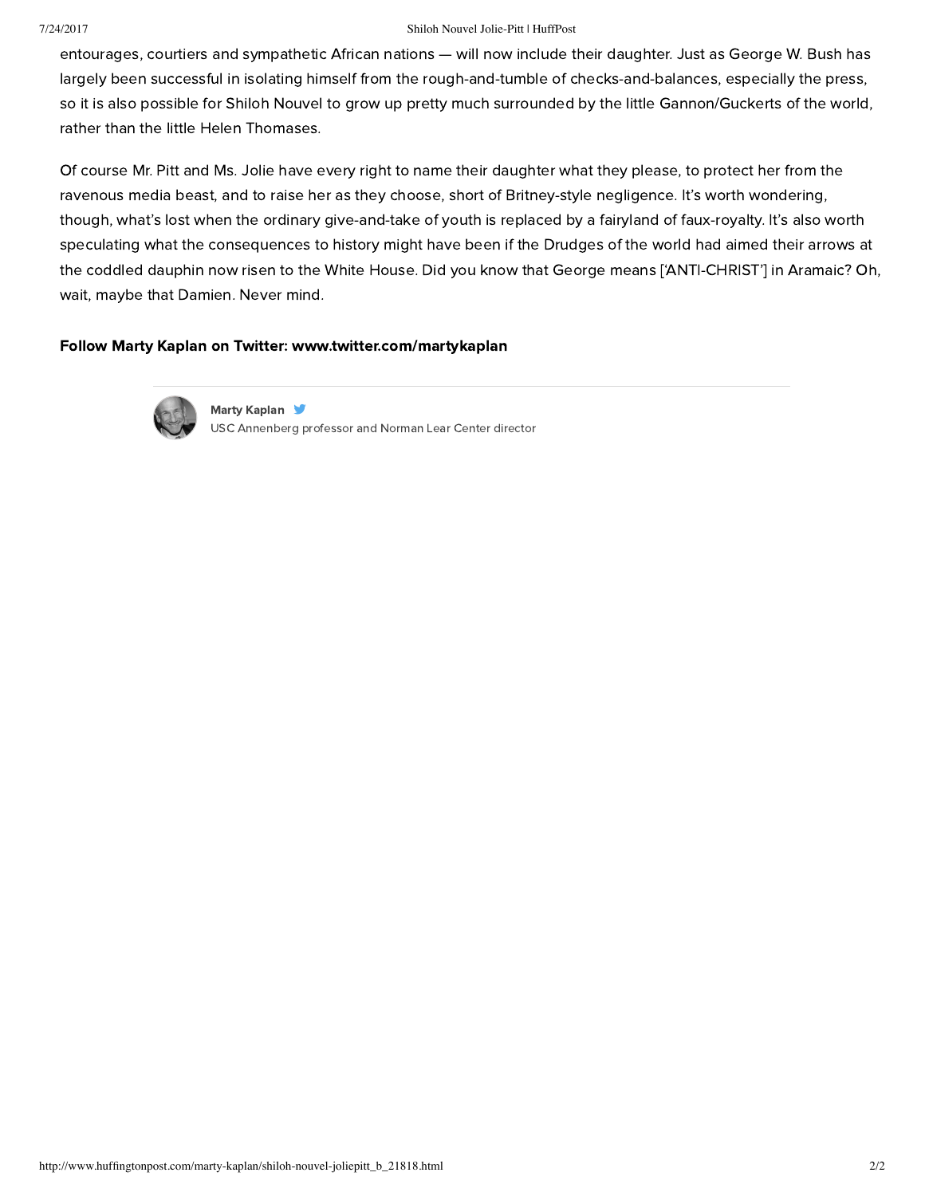entourages, courtiers and sympathetic African nations — will now include their daughter. Just as George W. Bush has largely been successful in isolating himself from the rough-and-tumble of checks-and-balances, especially the press, so it is also possible for Shiloh Nouvel to grow up pretty much surrounded by the little Gannon/Guckerts of the world, rather than the little Helen Thomases.

Of course Mr. Pitt and Ms. Jolie have every right to name their daughter what they please, to protect her from the ravenous media beast, and to raise her as they choose, short of Britney-style negligence. It's worth wondering, though, what's lost when the ordinary give-and-take of youth is replaced by a fairyland of faux-royalty. It's also worth speculating what the consequences to history might have been if the Drudges of the world had aimed their arrows at the coddled dauphin now risen to the White House. Did you know that George means ['ANTI-CHRIST'] in Aramaic? Oh, wait, maybe that Damien. Never mind.

**Follow Marty Kaplan on Twitter: www.twitter.com/martykaplan**

**Marty Kaplan**

USC Annenberg professor and Norman Lear Center director